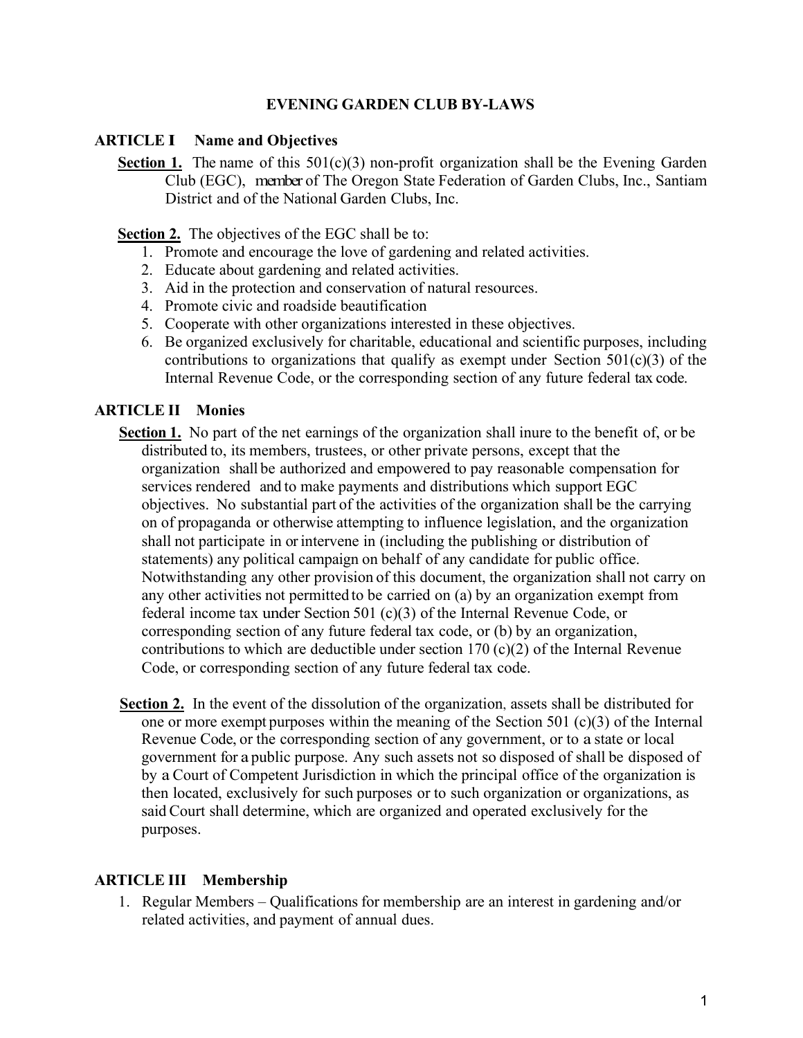# EVENING GARDEN CLUB BY-LAWS

## ARTICLE I Name and Objectives

**Section 1.** The name of this 501(c)(3) non-profit organization shall be the Evening Garden Club (EGC), member of The Oregon State Federation of Garden Clubs, Inc., Santiam District and of the National Garden Clubs, Inc.

**Section 2.** The objectives of the EGC shall be to:

1. Promote and encourage the love of gardening and related activities.
2. Educate about gardening and related activities.
3. Aid in the protection and conservation of natural resources.
4. Promote civic and roadside beautification
5. Cooperate with other organizations interested in these objectives.
6. Be organized exclusively for charitable, educational and scientific purposes, including contributions to organizations that qualify as exempt under Section 501(c)(3) of the Internal Revenue Code, or the corresponding section of any future federal tax code.

## ARTICLE II Monies

**Section 1.** No part of the net earnings of the organization shall inure to the benefit of, or be distributed to, its members, trustees, or other private persons, except that the organization shall be authorized and empowered to pay reasonable compensation for services rendered and to make payments and distributions which support EGC objectives. No substantial part of the activities of the organization shall be the carrying on of propaganda or otherwise attempting to influence legislation, and the organization shall not participate in or intervene in (including the publishing or distribution of statements) any political campaign on behalf of any candidate for public office. Notwithstanding any other provision of this document, the organization shall not carry on any other activities not permitted to be carried on (a) by an organization exempt from federal income tax under Section 501 (c)(3) of the Internal Revenue Code, or corresponding section of any future federal tax code, or (b) by an organization, contributions to which are deductible under section 170 (c)(2) of the Internal Revenue Code, or corresponding section of any future federal tax code.

**Section 2.** In the event of the dissolution of the organization, assets shall be distributed for one or more exempt purposes within the meaning of the Section 501 (c)(3) of the Internal Revenue Code, or the corresponding section of any government, or to a state or local government for a public purpose. Any such assets not so disposed of shall be disposed of by a Court of Competent Jurisdiction in which the principal office of the organization is then located, exclusively for such purposes or to such organization or organizations, as said Court shall determine, which are organized and operated exclusively for the purposes.

## ARTICLE III Membership

1. Regular Members – Qualifications for membership are an interest in gardening and/or related activities, and payment of annual dues.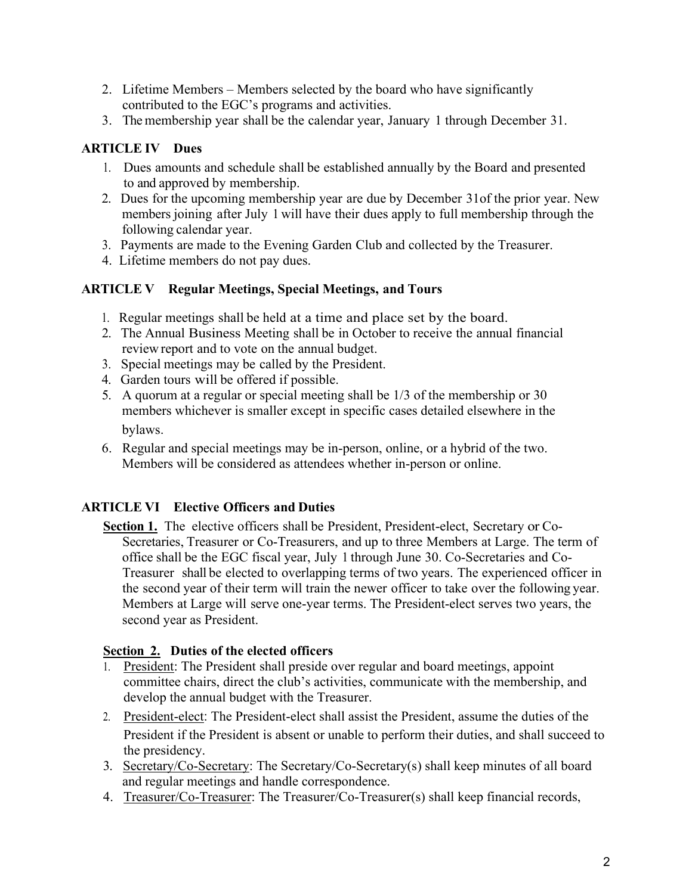2. Lifetime Members – Members selected by the board who have significantly contributed to the EGC's programs and activities.
3. The membership year shall be the calendar year, January 1 through December 31.

### ARTICLE IV Dues

1. Dues amounts and schedule shall be established annually by the Board and presented to and approved by membership.
2. Dues for the upcoming membership year are due by December 31of the prior year. New members joining after July 1 will have their dues apply to full membership through the following calendar year.
3. Payments are made to the Evening Garden Club and collected by the Treasurer.
4. Lifetime members do not pay dues.

### ARTICLE V Regular Meetings, Special Meetings, and Tours

1. Regular meetings shall be held at a time and place set by the board.
2. The Annual Business Meeting shall be in October to receive the annual financial review report and to vote on the annual budget.
3. Special meetings may be called by the President.
4. Garden tours will be offered if possible.
5. A quorum at a regular or special meeting shall be 1/3 of the membership or 30 members whichever is smaller except in specific cases detailed elsewhere in the bylaws.
6. Regular and special meetings may be in-person, online, or a hybrid of the two. Members will be considered as attendees whether in-person or online.

### ARTICLE VI Elective Officers and Duties

**Section 1.** The elective officers shall be President, President-elect, Secretary or Co-Secretaries, Treasurer or Co-Treasurers, and up to three Members at Large. The term of office shall be the EGC fiscal year, July 1 through June 30. Co-Secretaries and Co-Treasurer shall be elected to overlapping terms of two years. The experienced officer in the second year of their term will train the newer officer to take over the following year. Members at Large will serve one-year terms. The President-elect serves two years, the second year as President.

**Section 2. Duties of the elected officers**

1. President: The President shall preside over regular and board meetings, appoint committee chairs, direct the club's activities, communicate with the membership, and develop the annual budget with the Treasurer.
2. President-elect: The President-elect shall assist the President, assume the duties of the President if the President is absent or unable to perform their duties, and shall succeed to the presidency.
3. Secretary/Co-Secretary: The Secretary/Co-Secretary(s) shall keep minutes of all board and regular meetings and handle correspondence.
4. Treasurer/Co-Treasurer: The Treasurer/Co-Treasurer(s) shall keep financial records,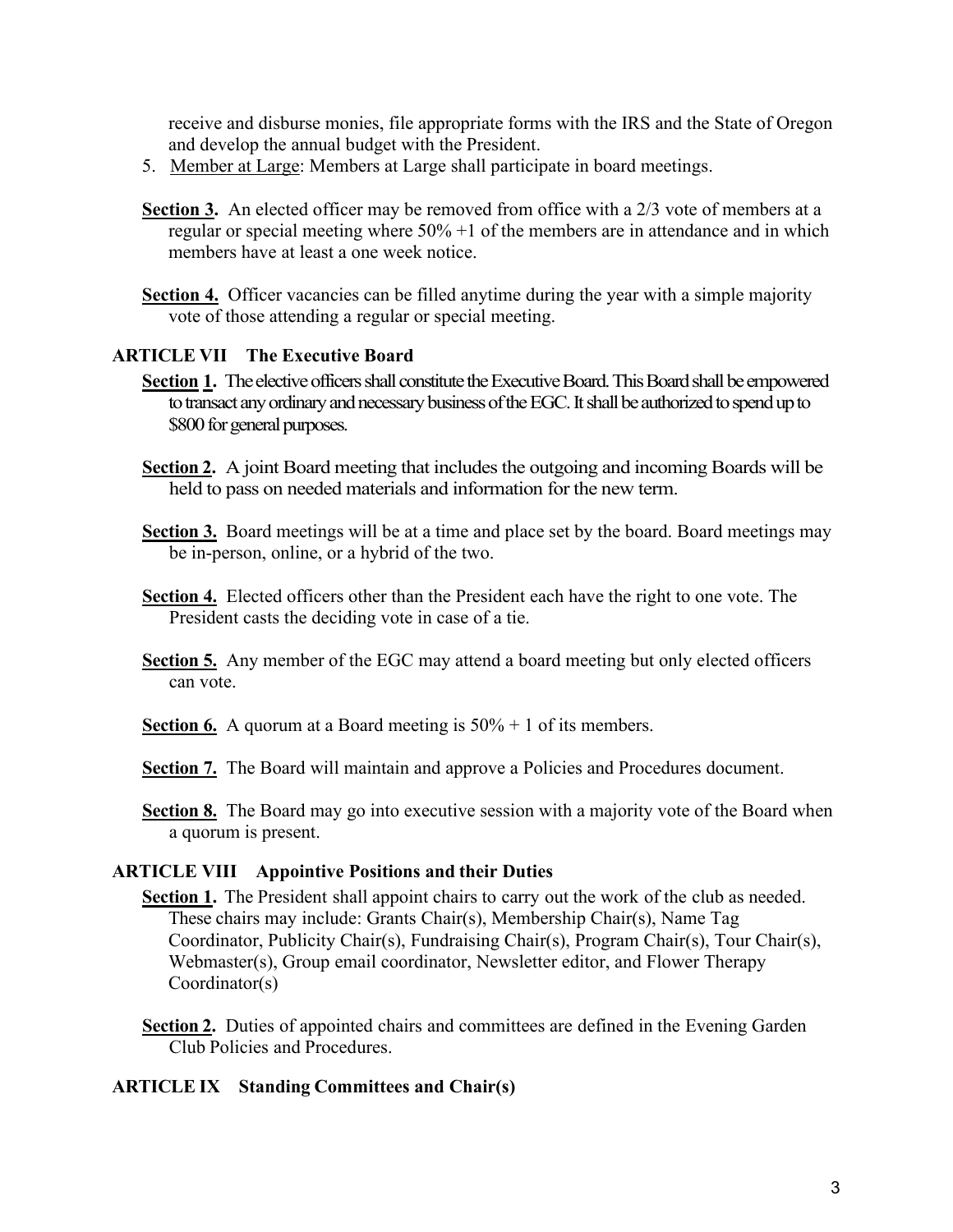receive and disburse monies, file appropriate forms with the IRS and the State of Oregon and develop the annual budget with the President.

5. Member at Large: Members at Large shall participate in board meetings.

**Section 3.** An elected officer may be removed from office with a 2/3 vote of members at a regular or special meeting where 50% +1 of the members are in attendance and in which members have at least a one week notice.

**Section 4.** Officer vacancies can be filled anytime during the year with a simple majority vote of those attending a regular or special meeting.

## ARTICLE VII The Executive Board

**Section 1.** The elective officers shall constitute the Executive Board. This Board shall be empowered to transact any ordinary and necessary business of the EGC. It shall be authorized to spend up to $800 for general purposes.

**Section 2.** A joint Board meeting that includes the outgoing and incoming Boards will be held to pass on needed materials and information for the new term.

**Section 3.** Board meetings will be at a time and place set by the board. Board meetings may be in-person, online, or a hybrid of the two.

**Section 4.** Elected officers other than the President each have the right to one vote. The President casts the deciding vote in case of a tie.

**Section 5.** Any member of the EGC may attend a board meeting but only elected officers can vote.

**Section 6.** A quorum at a Board meeting is 50% + 1 of its members.

**Section 7.** The Board will maintain and approve a Policies and Procedures document.

**Section 8.** The Board may go into executive session with a majority vote of the Board when a quorum is present.

## ARTICLE VIII Appointive Positions and their Duties

**Section 1.** The President shall appoint chairs to carry out the work of the club as needed. These chairs may include: Grants Chair(s), Membership Chair(s), Name Tag Coordinator, Publicity Chair(s), Fundraising Chair(s), Program Chair(s), Tour Chair(s), Webmaster(s), Group email coordinator, Newsletter editor, and Flower Therapy Coordinator(s)

**Section 2.** Duties of appointed chairs and committees are defined in the Evening Garden Club Policies and Procedures.

## ARTICLE IX Standing Committees and Chair(s)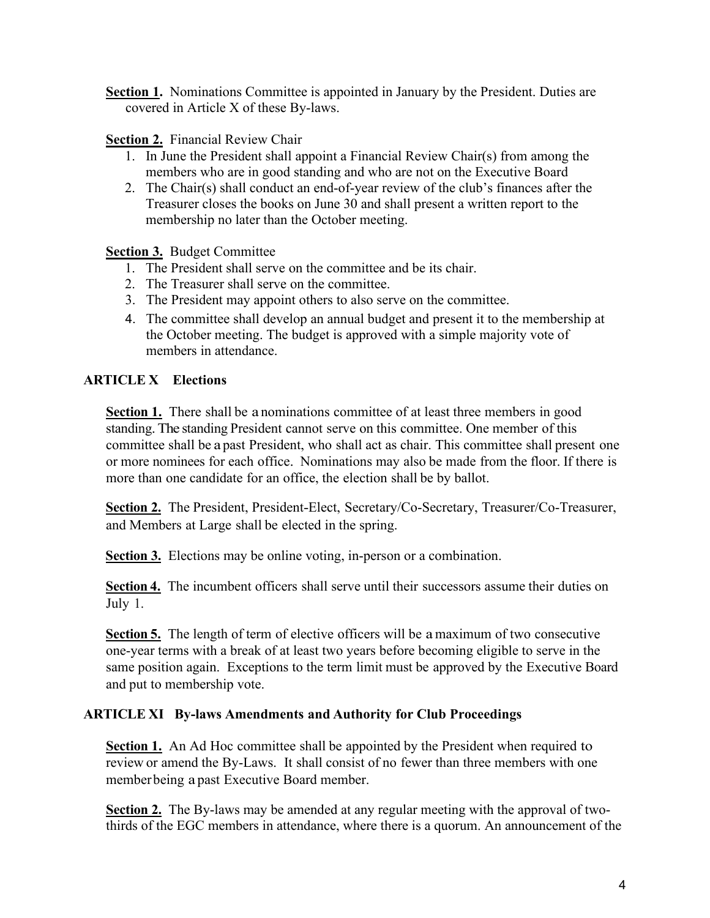**Section 1.** Nominations Committee is appointed in January by the President. Duties are covered in Article X of these By-laws.

**Section 2.** Financial Review Chair

1. In June the President shall appoint a Financial Review Chair(s) from among the members who are in good standing and who are not on the Executive Board
2. The Chair(s) shall conduct an end-of-year review of the club's finances after the Treasurer closes the books on June 30 and shall present a written report to the membership no later than the October meeting.

**Section 3.** Budget Committee

1. The President shall serve on the committee and be its chair.
2. The Treasurer shall serve on the committee.
3. The President may appoint others to also serve on the committee.
4. The committee shall develop an annual budget and present it to the membership at the October meeting. The budget is approved with a simple majority vote of members in attendance.

## ARTICLE X Elections

**Section 1.** There shall be a nominations committee of at least three members in good standing. The standing President cannot serve on this committee. One member of this committee shall be a past President, who shall act as chair. This committee shall present one or more nominees for each office. Nominations may also be made from the floor. If there is more than one candidate for an office, the election shall be by ballot.

**Section 2.** The President, President-Elect, Secretary/Co-Secretary, Treasurer/Co-Treasurer, and Members at Large shall be elected in the spring.

**Section 3.** Elections may be online voting, in-person or a combination.

**Section 4.** The incumbent officers shall serve until their successors assume their duties on July 1.

**Section 5.** The length of term of elective officers will be a maximum of two consecutive one-year terms with a break of at least two years before becoming eligible to serve in the same position again. Exceptions to the term limit must be approved by the Executive Board and put to membership vote.

## ARTICLE XI By-laws Amendments and Authority for Club Proceedings

**Section 1.** An Ad Hoc committee shall be appointed by the President when required to review or amend the By-Laws. It shall consist of no fewer than three members with one member being a past Executive Board member.

**Section 2.** The By-laws may be amended at any regular meeting with the approval of two-thirds of the EGC members in attendance, where there is a quorum. An announcement of the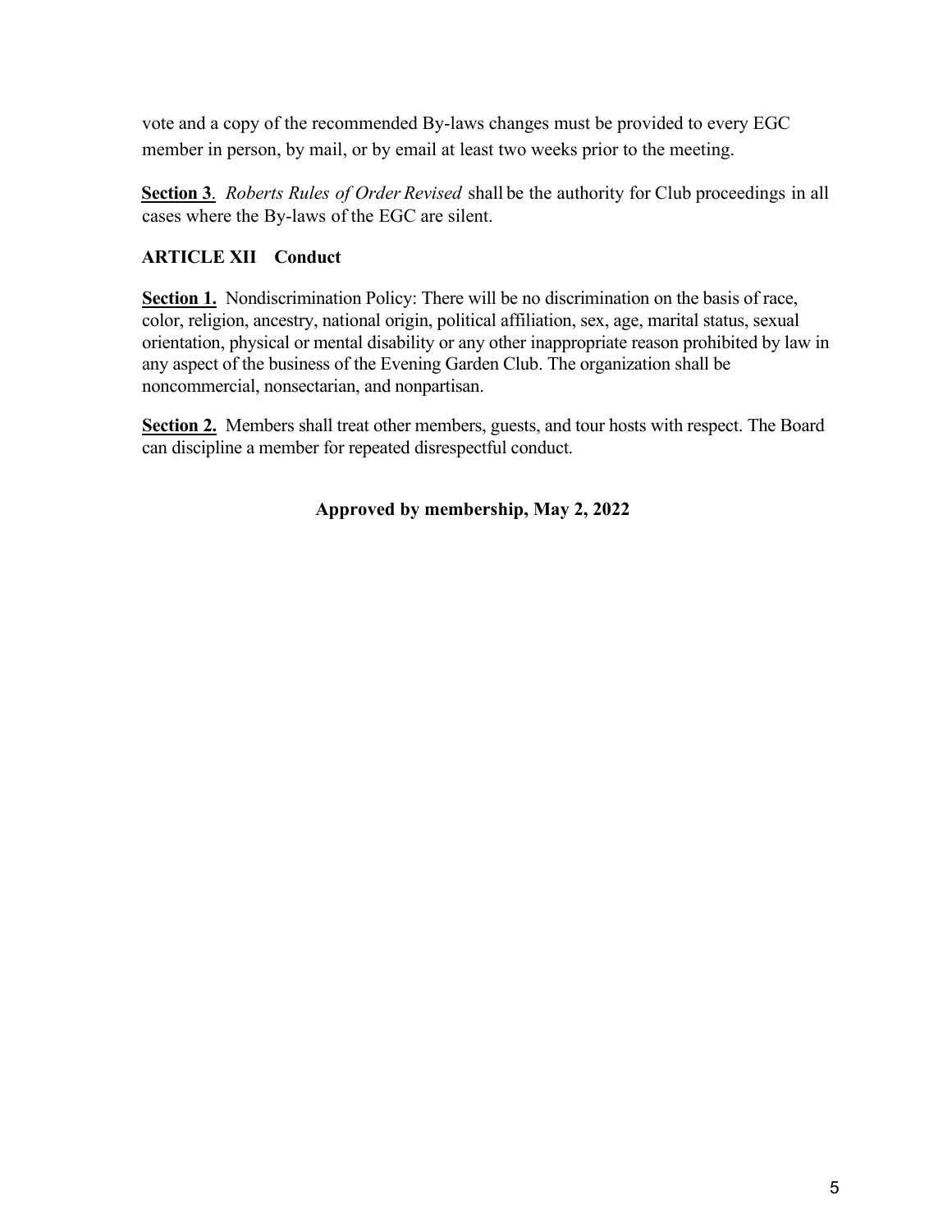vote and a copy of the recommended By-laws changes must be provided to every EGC member in person, by mail, or by email at least two weeks prior to the meeting.

**Section 3**. *Roberts Rules of Order Revised* shall be the authority for Club proceedings in all cases where the By-laws of the EGC are silent.

### ARTICLE XII Conduct

**Section 1.** Nondiscrimination Policy: There will be no discrimination on the basis of race, color, religion, ancestry, national origin, political affiliation, sex, age, marital status, sexual orientation, physical or mental disability or any other inappropriate reason prohibited by law in any aspect of the business of the Evening Garden Club. The organization shall be noncommercial, nonsectarian, and nonpartisan.

**Section 2.** Members shall treat other members, guests, and tour hosts with respect. The Board can discipline a member for repeated disrespectful conduct.

**Approved by membership, May 2, 2022**